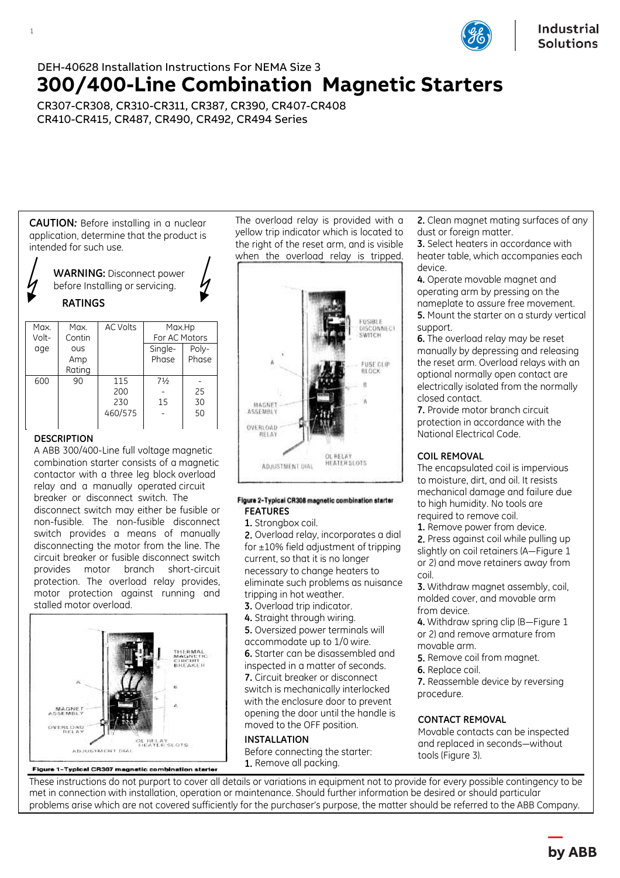DEH-40628 Installation Instructions For NEMA Size 3

# 300/400-Line Combination Magnetic Starters

CR307-CR308, CR310-CR311, CR387, CR390, CR407-CR408
CR410-CR415, CR487, CR490, CR492, CR494 Series

**CAUTION:** Before installing in a nuclear application, determine that the product is intended for such use.

**WARNING:** Disconnect power before Installing or servicing.

**RATINGS**

| Max. Voltage | Max. Continuous Amp Rating | AC Volts | Max.Hp For AC Motors | |
|---|---|---|---|---|
| | | | Single-Phase | Poly-Phase |
| 600 | 90 | 115<br>200<br>230<br>460/575 | 7½<br>-<br>15<br>- | -<br>25<br>30<br>50 |

**DESCRIPTION**

A ABB 300/400-Line full voltage magnetic combination starter consists of a magnetic contactor with a three leg block overload relay and a manually operated circuit breaker or disconnect switch. The disconnect switch may either be fusible or non-fusible. The non-fusible disconnect switch provides a means of manually disconnecting the motor from the line. The circuit breaker or fusible disconnect switch provides motor branch short-circuit protection. The overload relay provides, motor protection against running and stalled motor overload.

THERMAL MAGNETIC CIRCUIT BREAKER
A
B
A
MAGNET ASSEMBLY
OVERLOAD RELAY
OL RELAY HEATER SLOTS
ADJUSTMENT DIAL

Figure 1–Typical CR307 magnetic combination starter

The overload relay is provided with a yellow trip indicator which is located to the right of the reset arm, and is visible when the overload relay is tripped.

FUSIBLE DISCONNECT SWITCH
FUSE CLIP BLOCK
A
B
A
MAGNET ASSEMBLY
OVERLOAD RELAY
OL RELAY HEATER SLOTS
ADJUSTMENT DIAL

Figure 2–Typical CR308 magnetic combination starter

**FEATURES**

1. Strongbox coil.
2. Overload relay, incorporates a dial for ±10% field adjustment of tripping current, so that it is no longer necessary to change heaters to eliminate such problems as nuisance tripping in hot weather.
3. Overload trip indicator.
4. Straight through wiring.
5. Oversized power terminals will accommodate up to 1/0 wire.
6. Starter can be disassembled and inspected in a matter of seconds.
7. Circuit breaker or disconnect switch is mechanically interlocked with the enclosure door to prevent opening the door until the handle is moved to the OFF position.

**INSTALLATION**

Before connecting the starter:

1. Remove all packing.
2. Clean magnet mating surfaces of any dust or foreign matter.
3. Select heaters in accordance with heater table, which accompanies each device.
4. Operate movable magnet and operating arm by pressing on the nameplate to assure free movement.
5. Mount the starter on a sturdy vertical support.
6. The overload relay may be reset manually by depressing and releasing the reset arm. Overload relays with an optional normally open contact are electrically isolated from the normally closed contact.
7. Provide motor branch circuit protection in accordance with the National Electrical Code.

**COIL REMOVAL**

The encapsulated coil is impervious to moisture, dirt, and oil. It resists mechanical damage and failure due to high humidity. No tools are required to remove coil.

1. Remove power from device.
2. Press against coil while pulling up slightly on coil retainers (A—Figure 1 or 2) and move retainers away from coil.
3. Withdraw magnet assembly, coil, molded cover, and movable arm from device.
4. Withdraw spring clip (B—Figure 1 or 2) and remove armature from movable arm.
5. Remove coil from magnet.
6. Replace coil.
7. Reassemble device by reversing procedure.

**CONTACT REMOVAL**

Movable contacts can be inspected and replaced in seconds—without tools (Figure 3).

These instructions do not purport to cover all details or variations in equipment not to provide for every possible contingency to be met in connection with installation, operation or maintenance. Should further information be desired or should particular problems arise which are not covered sufficiently for the purchaser's purpose, the matter should be referred to the ABB Company.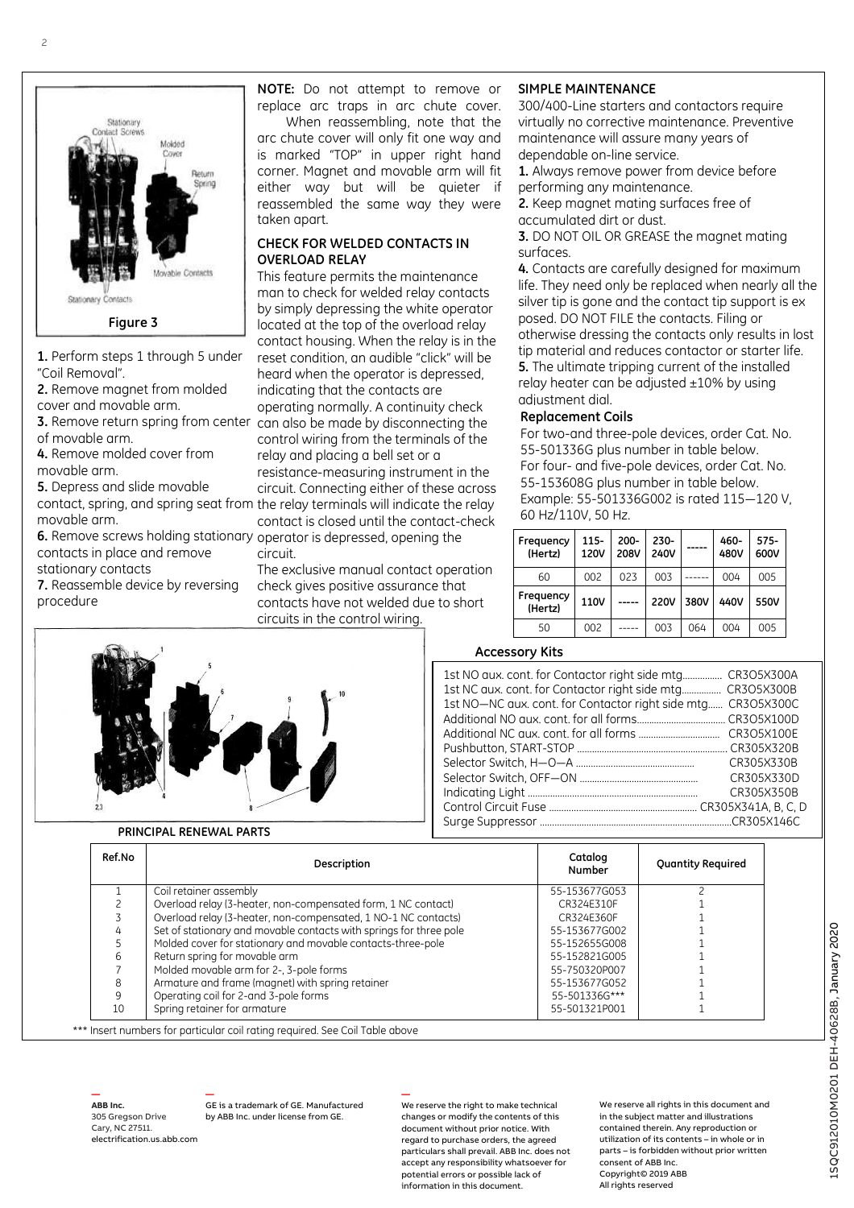Figure 3

1. Perform steps 1 through 5 under "Coil Removal".
2. Remove magnet from molded cover and movable arm.
3. Remove return spring from center of movable arm.
4. Remove molded cover from movable arm.
5. Depress and slide movable contact, spring, and spring seat from movable arm.
6. Remove screws holding stationary contacts in place and remove stationary contacts
7. Reassemble device by reversing procedure

**NOTE:** Do not attempt to remove or replace arc traps in arc chute cover.

When reassembling, note that the arc chute cover will only fit one way and is marked "TOP" in upper right hand corner. Magnet and movable arm will fit either way but will be quieter if reassembled the same way they were taken apart.

### CHECK FOR WELDED CONTACTS IN OVERLOAD RELAY

This feature permits the maintenance man to check for welded relay contacts by simply depressing the white operator located at the top of the overload relay contact housing. When the relay is in the reset condition, an audible "click" will be heard when the operator is depressed, indicating that the contacts are operating normally. A continuity check can also be made by disconnecting the control wiring from the terminals of the relay and placing a bell set or a resistance-measuring instrument in the circuit. Connecting either of these across the relay terminals will indicate the relay contact is closed until the contact-check operator is depressed, opening the circuit.

The exclusive manual contact operation check gives positive assurance that contacts have not welded due to short circuits in the control wiring.

### SIMPLE MAINTENANCE

300/400-Line starters and contactors require virtually no corrective maintenance. Preventive maintenance will assure many years of dependable on-line service.

1. Always remove power from device before performing any maintenance.
2. Keep magnet mating surfaces free of accumulated dirt or dust.
3. DO NOT OIL OR GREASE the magnet mating surfaces.
4. Contacts are carefully designed for maximum life. They need only be replaced when nearly all the silver tip is gone and the contact tip support is ex posed. DO NOT FILE the contacts. Filing or otherwise dressing the contacts only results in lost tip material and reduces contactor or starter life.
5. The ultimate tripping current of the installed relay heater can be adjusted ±10% by using adjustment dial.

#### Replacement Coils

For two-and three-pole devices, order Cat. No. 55-501336G plus number in table below.
For four- and five-pole devices, order Cat. No. 55-153608G plus number in table below.
Example: 55-501336G002 is rated 115—120 V, 60 Hz/110V, 50 Hz.

| Frequency (Hertz) | 115-120V | 200-208V | 230-240V | ----- | 460-480V | 575-600V |
|---|---|---|---|---|---|---|
| 60 | 002 | 023 | 003 | ------ | 004 | 005 |
| Frequency (Hertz) | 110V | ----- | 220V | 380V | 440V | 550V |
| 50 | 002 | ----- | 003 | 064 | 004 | 005 |

#### Accessory Kits

| | |
|---|---|
| 1st NO aux. cont. for Contactor right side mtg | CR3O5X300A |
| 1st NC aux. cont. for Contactor right side mtg | CR3O5X300B |
| 1st NO—NC aux. cont. for Contactor right side mtg | CR3O5X300C |
| Additional NO aux. cont. for all forms | CR3O5X100D |
| Additional NC aux. cont. for all forms | CR3O5X100E |
| Pushbutton, START-STOP | CR305X320B |
| Selector Switch, H—O—A | CR305X330B |
| Selector Switch, OFF—ON | CR305X330D |
| Indicating Light | CR305X350B |
| Control Circuit Fuse | CR305X341A, B, C, D |
| Surge Suppressor | CR305X146C |

PRINCIPAL RENEWAL PARTS

| Ref.No | Description | Catalog Number | Quantity Required |
|---|---|---|---|
| 1 | Coil retainer assembly | 55-153677G053 | 2 |
| 2 | Overload relay (3-heater, non-compensated form, 1 NC contact) | CR324E310F | 1 |
| 3 | Overload relay (3-heater, non-compensated, 1 NO-1 NC contacts) | CR324E360F | 1 |
| 4 | Set of stationary and movable contacts with springs for three pole | 55-153677G002 | 1 |
| 5 | Molded cover for stationary and movable contacts-three-pole | 55-152655G008 | 1 |
| 6 | Return spring for movable arm | 55-152821G005 | 1 |
| 7 | Molded movable arm for 2-, 3-pole forms | 55-750320P007 | 1 |
| 8 | Armature and frame (magnet) with spring retainer | 55-153677G052 | 1 |
| 9 | Operating coil for 2-and 3-pole forms | 55-501336G*** | 1 |
| 10 | Spring retainer for armature | 55-501321P001 | 1 |

*** Insert numbers for particular coil rating required. See Coil Table above

**ABB Inc.**
305 Gregson Drive
Cary, NC 27511.
electrification.us.abb.com

GE is a trademark of GE. Manufactured by ABB Inc. under license from GE.

We reserve the right to make technical changes or modify the contents of this document without prior notice. With regard to purchase orders, the agreed particulars shall prevail. ABB Inc. does not accept any responsibility whatsoever for potential errors or possible lack of information in this document.

We reserve all rights in this document and in the subject matter and illustrations contained therein. Any reproduction or utilization of its contents – in whole or in parts – is forbidden without prior written consent of ABB Inc.
Copyright© 2019 ABB
All rights reserved

1SQC912010M0201 DEH-40628B, January 2020